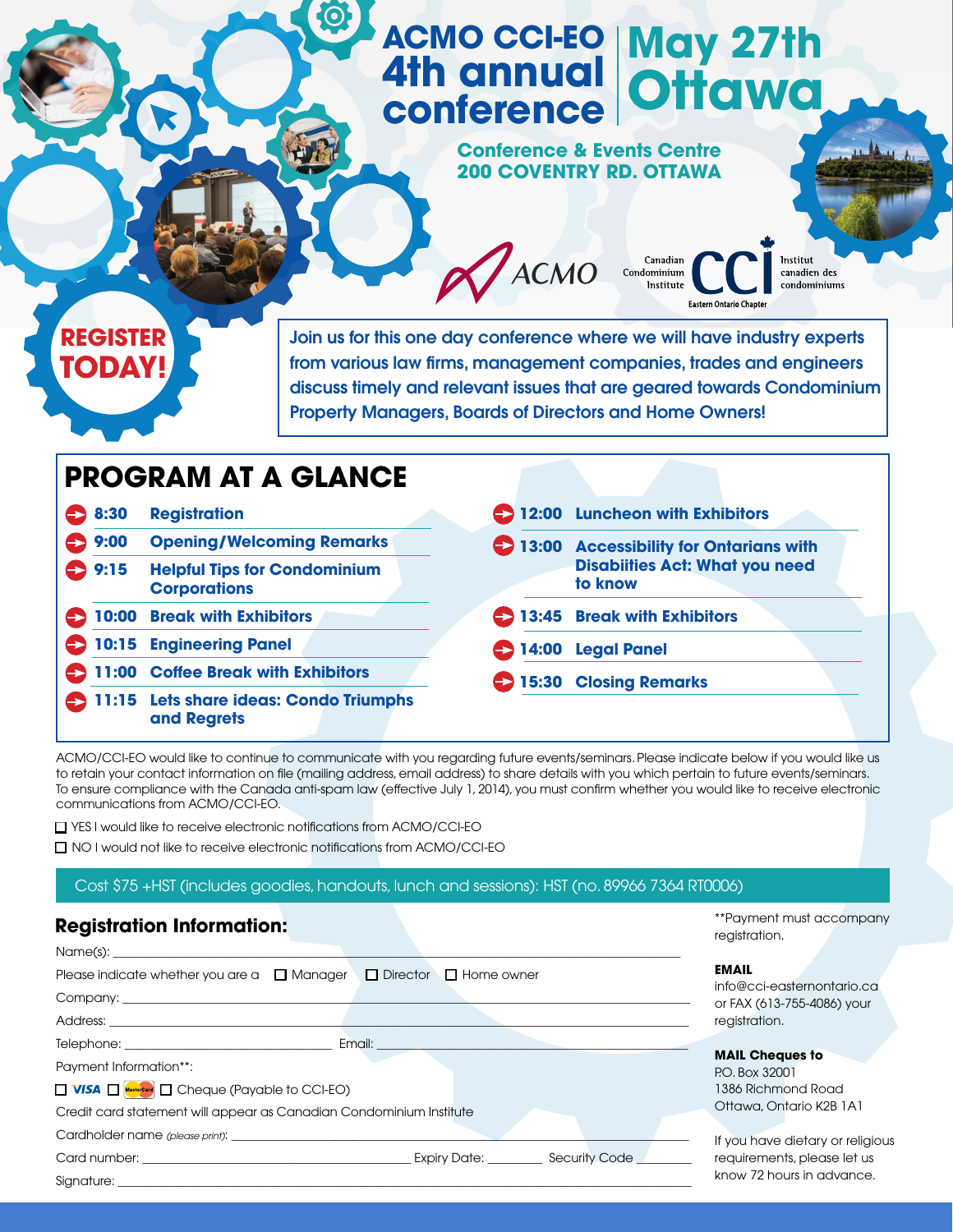# ACMO CCI-EO 4th annual conference

# May 27th Ottawa

**Conference & Events Centre**
**200 COVENTRY RD. OTTAWA**

ACMO

Canadian Condominium Institute — CCI — Institut canadien des condominiums
Eastern Ontario Chapter

**REGISTER TODAY!**

Join us for this one day conference where we will have industry experts from various law firms, management companies, trades and engineers discuss timely and relevant issues that are geared towards Condominium Property Managers, Boards of Directors and Home Owners!

## PROGRAM AT A GLANCE

- **8:30** Registration
- **9:00** Opening/Welcoming Remarks
- **9:15** Helpful Tips for Condominium Corporations
- **10:00** Break with Exhibitors
- **10:15** Engineering Panel
- **11:00** Coffee Break with Exhibitors
- **11:15** Lets share ideas: Condo Triumphs and Regrets
- **12:00** Luncheon with Exhibitors
- **13:00** Accessibility for Ontarians with Disabiities Act: What you need to know
- **13:45** Break with Exhibitors
- **14:00** Legal Panel
- **15:30** Closing Remarks

ACMO/CCI-EO would like to continue to communicate with you regarding future events/seminars. Please indicate below if you would like us to retain your contact information on file (mailing address, email address) to share details with you which pertain to future events/seminars. To ensure compliance with the Canada anti-spam law (effective July 1, 2014), you must confirm whether you would like to receive electronic communications from ACMO/CCI-EO.

☐ YES I would like to receive electronic notifications from ACMO/CCI-EO

☐ NO I would not like to receive electronic notifications from ACMO/CCI-EO

Cost $75 +HST (includes goodies, handouts, lunch and sessions): HST (no. 89966 7364 RT0006)

### Registration Information:

Name(s): ______________________________

Please indicate whether you are a ☐ Manager ☐ Director ☐ Home owner

Company: ______________________________

Address: ______________________________

Telephone: ______________ Email: ______________

Payment Information**:

☐ VISA ☐ MasterCard ☐ Cheque (Payable to CCI-EO)

Credit card statement will appear as Canadian Condominium Institute

Cardholder name *(please print)*: ______________________________

Card number: ______________ Expiry Date: ________ Security Code ________

Signature: ______________________________

**Payment must accompany registration.

**EMAIL**
info@cci-easternontario.ca or FAX (613-755-4086) your registration.

**MAIL Cheques to**
P.O. Box 32001
1386 Richmond Road
Ottawa, Ontario K2B 1A1

If you have dietary or religious requirements, please let us know 72 hours in advance.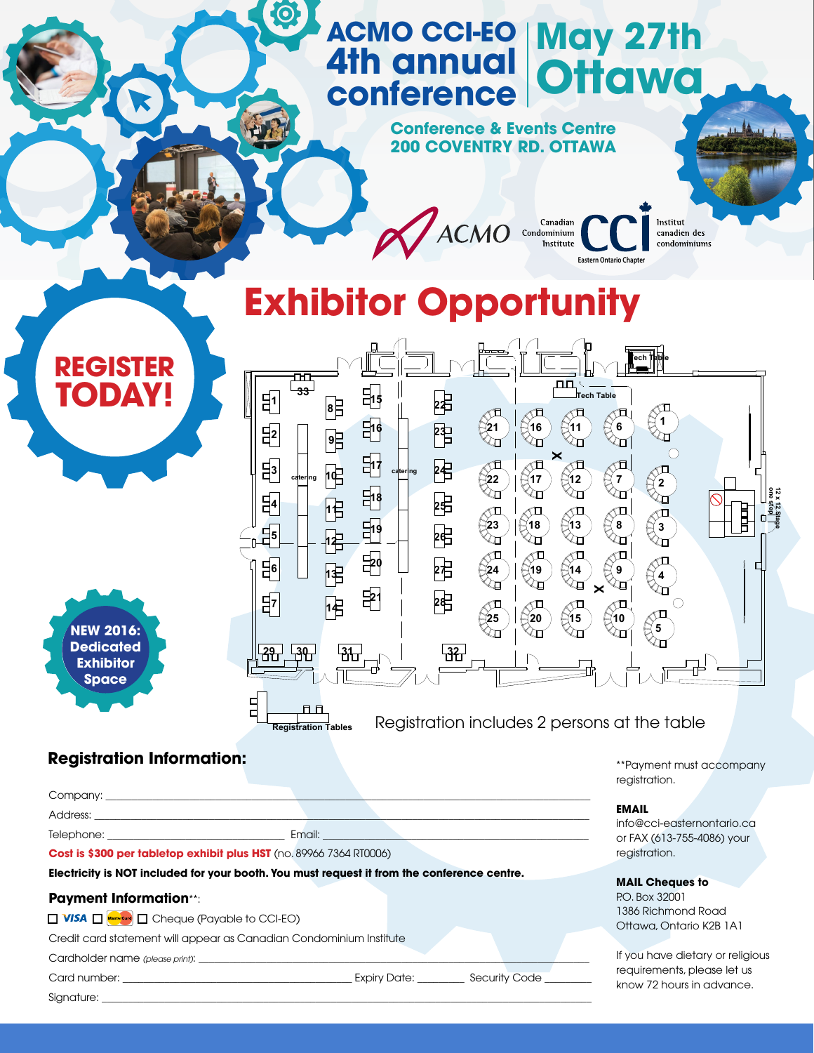# ACMO CCI-EO 4th annual conference

# May 27th Ottawa

**Conference & Events Centre**
**200 COVENTRY RD. OTTAWA**

ACMO

Canadian Condominium Institute — CCI — Institut canadien des condominiums
Eastern Ontario Chapter

## Exhibitor Opportunity

**REGISTER TODAY!**

**NEW 2016: Dedicated Exhibitor Space**

Registration Tables

Registration includes 2 persons at the table

## Registration Information:

Company: \_\_\_\_\_\_\_\_\_\_\_\_\_\_\_\_\_\_\_\_\_\_\_\_\_\_\_\_\_\_\_\_\_\_\_\_\_\_\_\_

Address: \_\_\_\_\_\_\_\_\_\_\_\_\_\_\_\_\_\_\_\_\_\_\_\_\_\_\_\_\_\_\_\_\_\_\_\_\_\_\_\_

Telephone: \_\_\_\_\_\_\_\_\_\_\_\_\_\_\_\_\_\_\_\_ Email: \_\_\_\_\_\_\_\_\_\_\_\_\_\_\_\_\_\_\_\_

**Cost is $300 per tabletop exhibit plus HST** (no. 89966 7364 RT0006)

**Electricity is NOT included for your booth. You must request it from the conference centre.**

### Payment Information**:

☐ VISA ☐ MasterCard ☐ Cheque (Payable to CCI-EO)

Credit card statement will appear as Canadian Condominium Institute

Cardholder name *(please print)*: \_\_\_\_\_\_\_\_\_\_\_\_\_\_\_\_\_\_\_\_\_\_\_\_\_\_\_\_\_\_\_\_\_\_\_\_\_\_\_\_

Card number: \_\_\_\_\_\_\_\_\_\_\_\_\_\_\_\_\_\_\_\_ Expiry Date: \_\_\_\_\_\_\_\_ Security Code \_\_\_\_\_\_\_\_

Signature: \_\_\_\_\_\_\_\_\_\_\_\_\_\_\_\_\_\_\_\_\_\_\_\_\_\_\_\_\_\_\_\_\_\_\_\_\_\_\_\_

**Payment must accompany registration.

**EMAIL**
info@cci-easternontario.ca or FAX (613-755-4086) your registration.

**MAIL Cheques to**
P.O. Box 32001
1386 Richmond Road
Ottawa, Ontario K2B 1A1

If you have dietary or religious requirements, please let us know 72 hours in advance.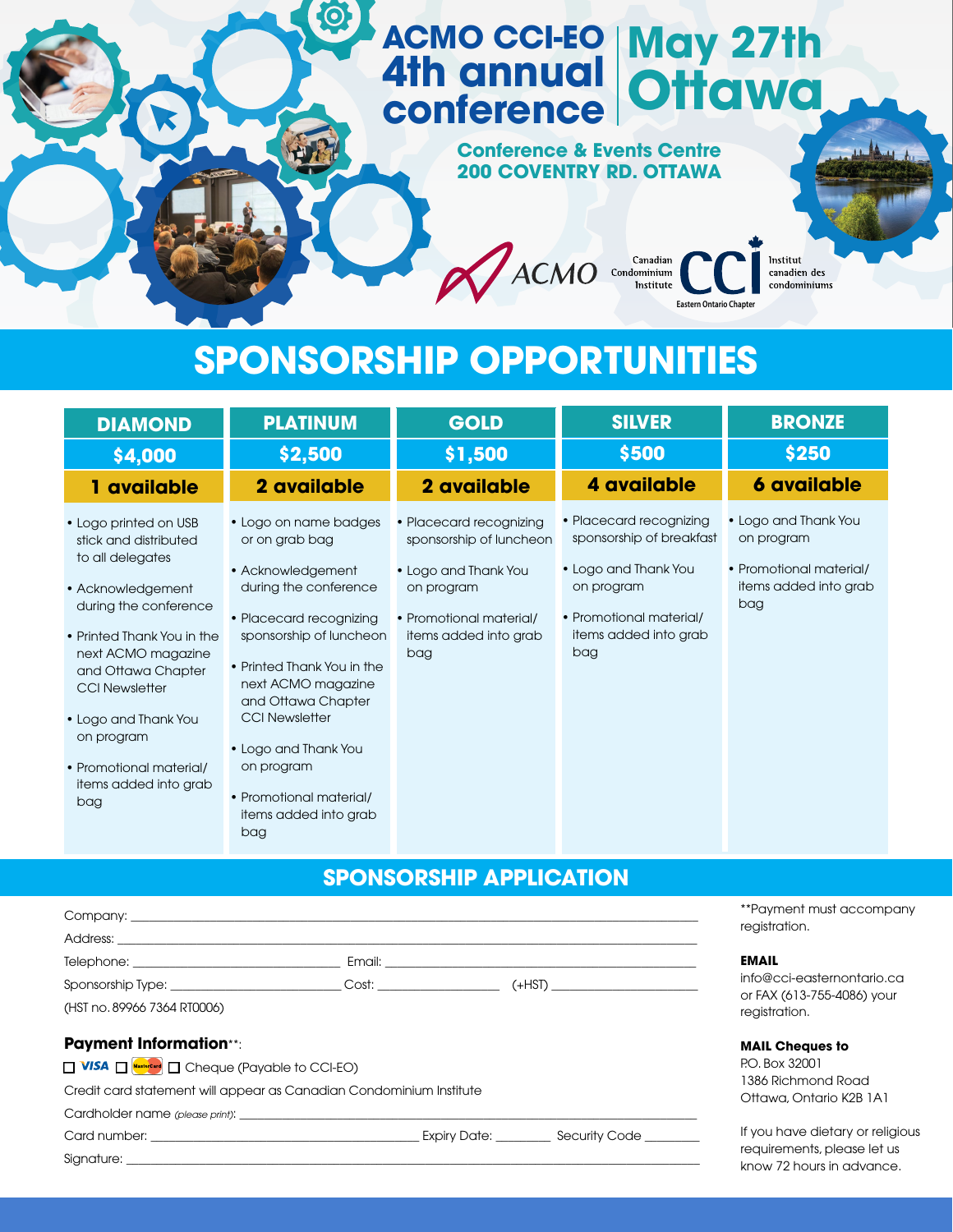# ACMO CCI-EO 4th annual conference

# May 27th Ottawa

**Conference & Events Centre**
**200 COVENTRY RD. OTTAWA**

ACMO

Canadian Condominium Institute — CCI — Institut canadien des condominiums
Eastern Ontario Chapter

## SPONSORSHIP OPPORTUNITIES

| DIAMOND | PLATINUM | GOLD | SILVER | BRONZE |
|---|---|---|---|---|
| $4,000 | $2,500 | $1,500 | $500 | $250 |
| 1 available | 2 available | 2 available | 4 available | 6 available |
| • Logo printed on USB stick and distributed to all delegates<br>• Acknowledgement during the conference<br>• Printed Thank You in the next ACMO magazine and Ottawa Chapter CCI Newsletter<br>• Logo and Thank You on program<br>• Promotional material/ items added into grab bag | • Logo on name badges or on grab bag<br>• Acknowledgement during the conference<br>• Placecard recognizing sponsorship of luncheon<br>• Printed Thank You in the next ACMO magazine and Ottawa Chapter CCI Newsletter<br>• Logo and Thank You on program<br>• Promotional material/ items added into grab bag | • Placecard recognizing sponsorship of luncheon<br>• Logo and Thank You on program<br>• Promotional material/ items added into grab bag | • Placecard recognizing sponsorship of breakfast<br>• Logo and Thank You on program<br>• Promotional material/ items added into grab bag | • Logo and Thank You on program<br>• Promotional material/ items added into grab bag |

## SPONSORSHIP APPLICATION

Company: ______________________________

Address: ______________________________

Telephone: ______________ Email: ______________

Sponsorship Type: ______________ Cost: ______________ (+HST) ______________

(HST no. 89966 7364 RT0006)

**Payment Information**\*\*:

☐ VISA ☐ MasterCard ☐ Cheque (Payable to CCI-EO)

Credit card statement will appear as Canadian Condominium Institute

Cardholder name *(please print)*: ______________________________

Card number: ______________ Expiry Date: ________ Security Code ________

Signature: ______________________________

\*\*Payment must accompany registration.

**EMAIL**
info@cci-easternontario.ca or FAX (613-755-4086) your registration.

**MAIL Cheques to**
P.O. Box 32001
1386 Richmond Road
Ottawa, Ontario K2B 1A1

If you have dietary or religious requirements, please let us know 72 hours in advance.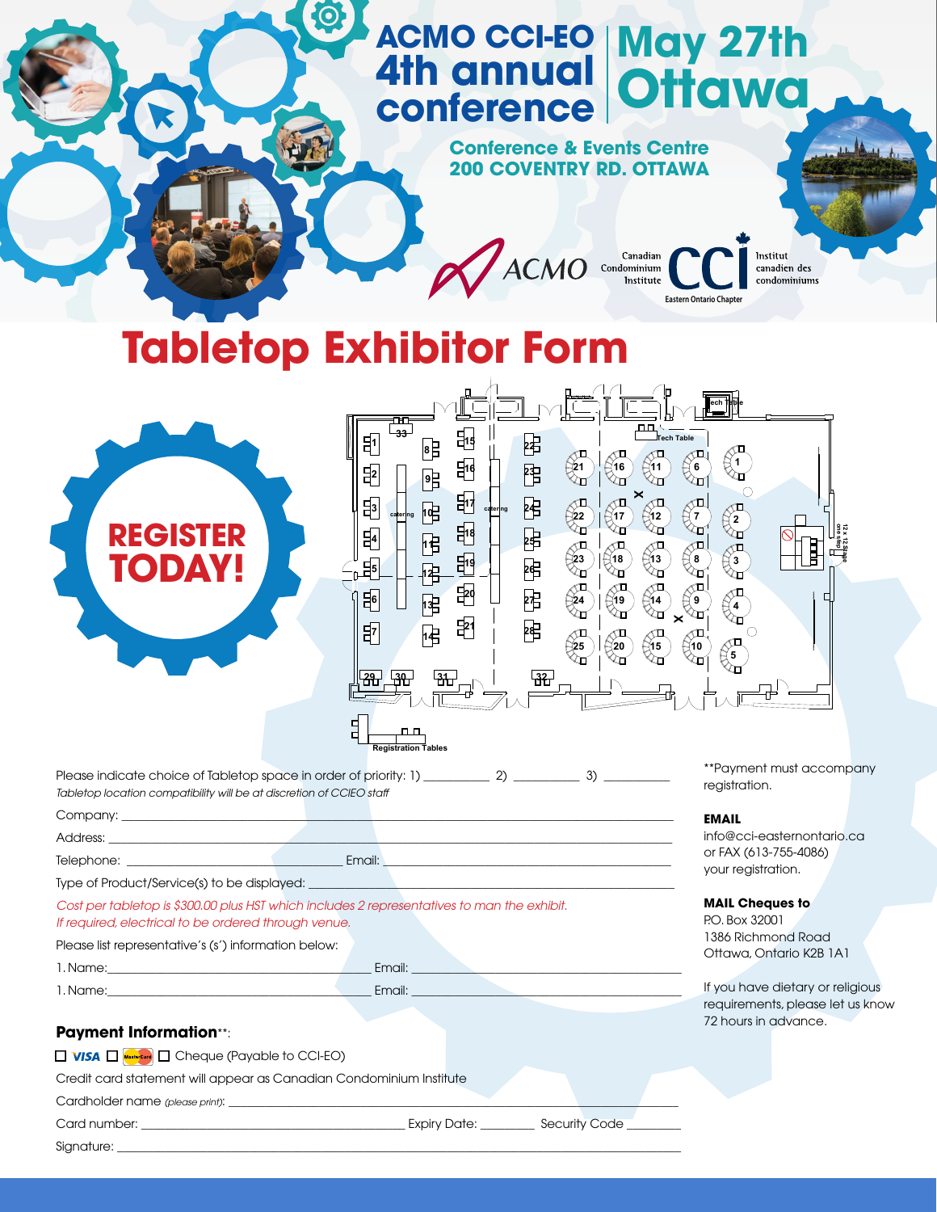# ACMO CCI-EO 4th annual conference

## May 27th Ottawa

**Conference & Events Centre**
**200 COVENTRY RD. OTTAWA**

ACMO

Canadian Condominium Institute — CCI — Institut canadien des condominiums
Eastern Ontario Chapter

# Tabletop Exhibitor Form

REGISTER TODAY!

Tech Table
catering
catering
Tech Table
Registration Tables
12 x 12 Stage

Please indicate choice of Tabletop space in order of priority: 1) __________ 2) __________ 3) __________
*Tabletop location compatibility will be at discretion of CCIEO staff*

Company: ______________________________________________

Address: ______________________________________________

Telephone: ______________________ Email: ______________________

Type of Product/Service(s) to be displayed: ______________________________________________

*Cost per tabletop is $300.00 plus HST which includes 2 representatives to man the exhibit.*
*If required, electrical to be ordered through venue.*

Please list representative's (s') information below:

1. Name: ______________________ Email: ______________________

1. Name: ______________________ Email: ______________________

### Payment Information**:

☐ VISA ☐ MasterCard ☐ Cheque (Payable to CCI-EO)

Credit card statement will appear as Canadian Condominium Institute

Cardholder name *(please print)*: ______________________________________________

Card number: ______________________ Expiry Date: ________ Security Code ________

Signature: ______________________________________________

**Payment must accompany registration.

**EMAIL**
info@cci-easternontario.ca
or FAX (613-755-4086)
your registration.

**MAIL Cheques to**
P.O. Box 32001
1386 Richmond Road
Ottawa, Ontario K2B 1A1

If you have dietary or religious requirements, please let us know 72 hours in advance.